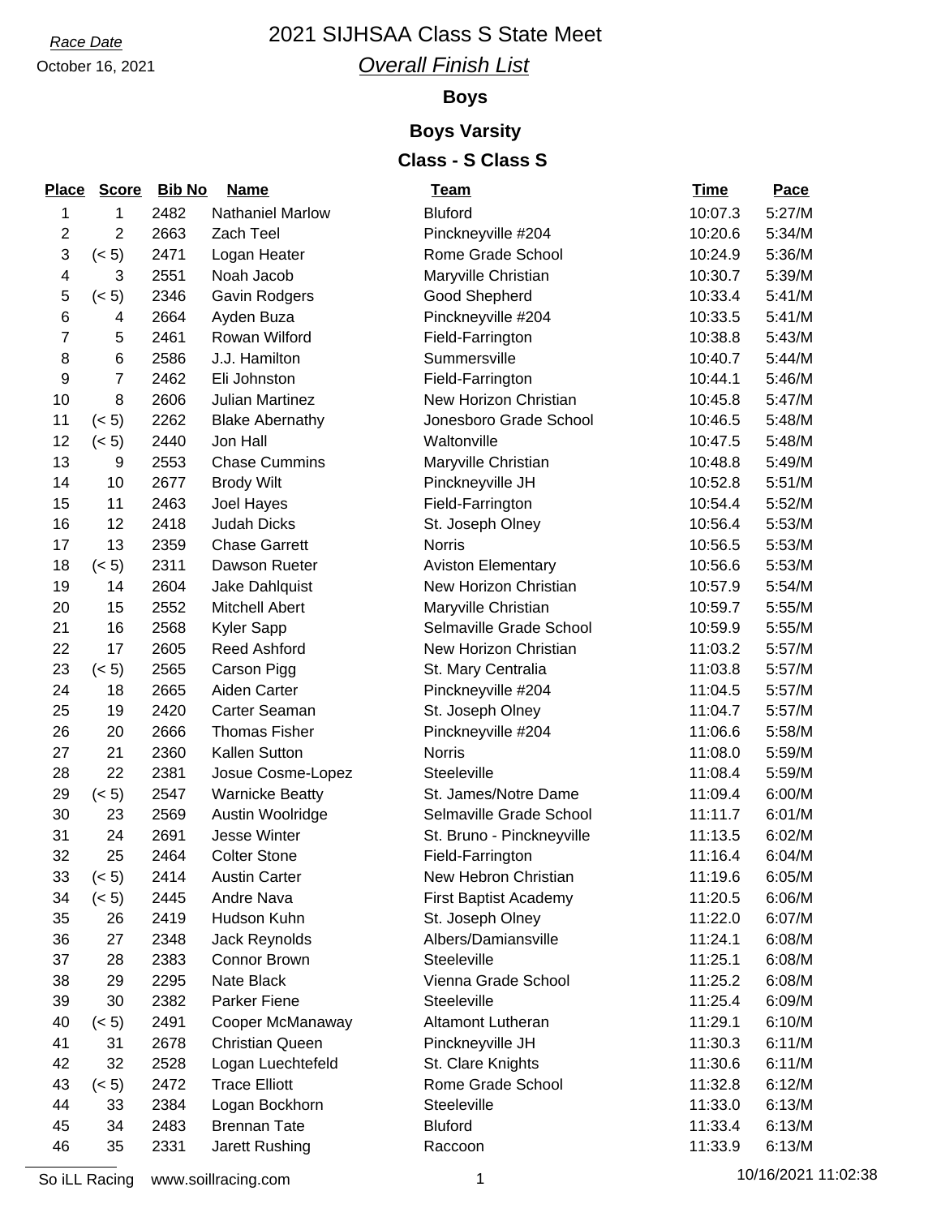*Race Date*

October 16, 2021

# 2021 SIJHSAA Class S State Meet

## *Overall Finish List*

### Boys

### Boys Varsity

### Class - S Class S

| Place | Score | Bib No | Name | Team | Time | Pace |
|---|---|---|---|---|---|---|
| 1 | 1 | 2482 | Nathaniel Marlow | Bluford | 10:07.3 | 5:27/M |
| 2 | 2 | 2663 | Zach Teel | Pinckneyville #204 | 10:20.6 | 5:34/M |
| 3 | (< 5) | 2471 | Logan Heater | Rome Grade School | 10:24.9 | 5:36/M |
| 4 | 3 | 2551 | Noah Jacob | Maryville Christian | 10:30.7 | 5:39/M |
| 5 | (< 5) | 2346 | Gavin Rodgers | Good Shepherd | 10:33.4 | 5:41/M |
| 6 | 4 | 2664 | Ayden Buza | Pinckneyville #204 | 10:33.5 | 5:41/M |
| 7 | 5 | 2461 | Rowan Wilford | Field-Farrington | 10:38.8 | 5:43/M |
| 8 | 6 | 2586 | J.J. Hamilton | Summersville | 10:40.7 | 5:44/M |
| 9 | 7 | 2462 | Eli Johnston | Field-Farrington | 10:44.1 | 5:46/M |
| 10 | 8 | 2606 | Julian Martinez | New Horizon Christian | 10:45.8 | 5:47/M |
| 11 | (< 5) | 2262 | Blake Abernathy | Jonesboro Grade School | 10:46.5 | 5:48/M |
| 12 | (< 5) | 2440 | Jon Hall | Waltonville | 10:47.5 | 5:48/M |
| 13 | 9 | 2553 | Chase Cummins | Maryville Christian | 10:48.8 | 5:49/M |
| 14 | 10 | 2677 | Brody Wilt | Pinckneyville JH | 10:52.8 | 5:51/M |
| 15 | 11 | 2463 | Joel Hayes | Field-Farrington | 10:54.4 | 5:52/M |
| 16 | 12 | 2418 | Judah Dicks | St. Joseph Olney | 10:56.4 | 5:53/M |
| 17 | 13 | 2359 | Chase Garrett | Norris | 10:56.5 | 5:53/M |
| 18 | (< 5) | 2311 | Dawson Rueter | Aviston Elementary | 10:56.6 | 5:53/M |
| 19 | 14 | 2604 | Jake Dahlquist | New Horizon Christian | 10:57.9 | 5:54/M |
| 20 | 15 | 2552 | Mitchell Abert | Maryville Christian | 10:59.7 | 5:55/M |
| 21 | 16 | 2568 | Kyler Sapp | Selmaville Grade School | 10:59.9 | 5:55/M |
| 22 | 17 | 2605 | Reed Ashford | New Horizon Christian | 11:03.2 | 5:57/M |
| 23 | (< 5) | 2565 | Carson Pigg | St. Mary Centralia | 11:03.8 | 5:57/M |
| 24 | 18 | 2665 | Aiden Carter | Pinckneyville #204 | 11:04.5 | 5:57/M |
| 25 | 19 | 2420 | Carter Seaman | St. Joseph Olney | 11:04.7 | 5:57/M |
| 26 | 20 | 2666 | Thomas Fisher | Pinckneyville #204 | 11:06.6 | 5:58/M |
| 27 | 21 | 2360 | Kallen Sutton | Norris | 11:08.0 | 5:59/M |
| 28 | 22 | 2381 | Josue Cosme-Lopez | Steeleville | 11:08.4 | 5:59/M |
| 29 | (< 5) | 2547 | Warnicke Beatty | St. James/Notre Dame | 11:09.4 | 6:00/M |
| 30 | 23 | 2569 | Austin Woolridge | Selmaville Grade School | 11:11.7 | 6:01/M |
| 31 | 24 | 2691 | Jesse Winter | St. Bruno - Pinckneyville | 11:13.5 | 6:02/M |
| 32 | 25 | 2464 | Colter Stone | Field-Farrington | 11:16.4 | 6:04/M |
| 33 | (< 5) | 2414 | Austin Carter | New Hebron Christian | 11:19.6 | 6:05/M |
| 34 | (< 5) | 2445 | Andre Nava | First Baptist Academy | 11:20.5 | 6:06/M |
| 35 | 26 | 2419 | Hudson Kuhn | St. Joseph Olney | 11:22.0 | 6:07/M |
| 36 | 27 | 2348 | Jack Reynolds | Albers/Damiansville | 11:24.1 | 6:08/M |
| 37 | 28 | 2383 | Connor Brown | Steeleville | 11:25.1 | 6:08/M |
| 38 | 29 | 2295 | Nate Black | Vienna Grade School | 11:25.2 | 6:08/M |
| 39 | 30 | 2382 | Parker Fiene | Steeleville | 11:25.4 | 6:09/M |
| 40 | (< 5) | 2491 | Cooper McManaway | Altamont Lutheran | 11:29.1 | 6:10/M |
| 41 | 31 | 2678 | Christian Queen | Pinckneyville JH | 11:30.3 | 6:11/M |
| 42 | 32 | 2528 | Logan Luechtefeld | St. Clare Knights | 11:30.6 | 6:11/M |
| 43 | (< 5) | 2472 | Trace Elliott | Rome Grade School | 11:32.8 | 6:12/M |
| 44 | 33 | 2384 | Logan Bockhorn | Steeleville | 11:33.0 | 6:13/M |
| 45 | 34 | 2483 | Brennan Tate | Bluford | 11:33.4 | 6:13/M |
| 46 | 35 | 2331 | Jarett Rushing | Raccoon | 11:33.9 | 6:13/M |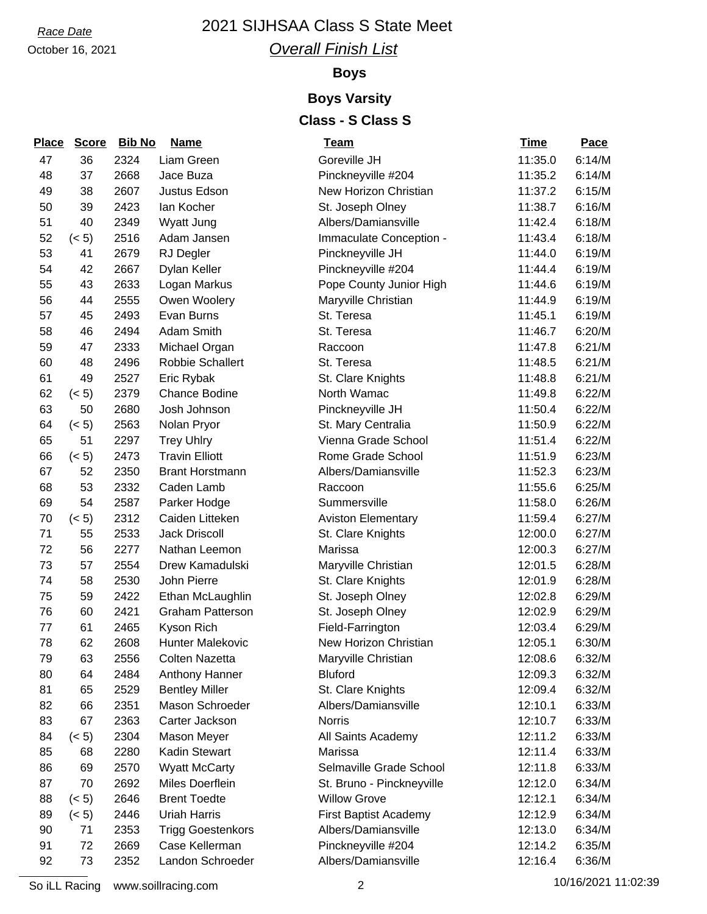*Race Date*

October 16, 2021

# 2021 SIJHSAA Class S State Meet

## *Overall Finish List*

### Boys

### Boys Varsity

### Class - S Class S

| Place | Score | Bib No | Name | Team | Time | Pace |
|---|---|---|---|---|---|---|
| 47 | 36 | 2324 | Liam Green | Goreville JH | 11:35.0 | 6:14/M |
| 48 | 37 | 2668 | Jace Buza | Pinckneyville #204 | 11:35.2 | 6:14/M |
| 49 | 38 | 2607 | Justus Edson | New Horizon Christian | 11:37.2 | 6:15/M |
| 50 | 39 | 2423 | Ian Kocher | St. Joseph Olney | 11:38.7 | 6:16/M |
| 51 | 40 | 2349 | Wyatt Jung | Albers/Damiansville | 11:42.4 | 6:18/M |
| 52 | (< 5) | 2516 | Adam Jansen | Immaculate Conception - | 11:43.4 | 6:18/M |
| 53 | 41 | 2679 | RJ Degler | Pinckneyville JH | 11:44.0 | 6:19/M |
| 54 | 42 | 2667 | Dylan Keller | Pinckneyville #204 | 11:44.4 | 6:19/M |
| 55 | 43 | 2633 | Logan Markus | Pope County Junior High | 11:44.6 | 6:19/M |
| 56 | 44 | 2555 | Owen Woolery | Maryville Christian | 11:44.9 | 6:19/M |
| 57 | 45 | 2493 | Evan Burns | St. Teresa | 11:45.1 | 6:19/M |
| 58 | 46 | 2494 | Adam Smith | St. Teresa | 11:46.7 | 6:20/M |
| 59 | 47 | 2333 | Michael Organ | Raccoon | 11:47.8 | 6:21/M |
| 60 | 48 | 2496 | Robbie Schallert | St. Teresa | 11:48.5 | 6:21/M |
| 61 | 49 | 2527 | Eric Rybak | St. Clare Knights | 11:48.8 | 6:21/M |
| 62 | (< 5) | 2379 | Chance Bodine | North Wamac | 11:49.8 | 6:22/M |
| 63 | 50 | 2680 | Josh Johnson | Pinckneyville JH | 11:50.4 | 6:22/M |
| 64 | (< 5) | 2563 | Nolan Pryor | St. Mary Centralia | 11:50.9 | 6:22/M |
| 65 | 51 | 2297 | Trey Uhlry | Vienna Grade School | 11:51.4 | 6:22/M |
| 66 | (< 5) | 2473 | Travin Elliott | Rome Grade School | 11:51.9 | 6:23/M |
| 67 | 52 | 2350 | Brant Horstmann | Albers/Damiansville | 11:52.3 | 6:23/M |
| 68 | 53 | 2332 | Caden Lamb | Raccoon | 11:55.6 | 6:25/M |
| 69 | 54 | 2587 | Parker Hodge | Summersville | 11:58.0 | 6:26/M |
| 70 | (< 5) | 2312 | Caiden Litteken | Aviston Elementary | 11:59.4 | 6:27/M |
| 71 | 55 | 2533 | Jack Driscoll | St. Clare Knights | 12:00.0 | 6:27/M |
| 72 | 56 | 2277 | Nathan Leemon | Marissa | 12:00.3 | 6:27/M |
| 73 | 57 | 2554 | Drew Kamadulski | Maryville Christian | 12:01.5 | 6:28/M |
| 74 | 58 | 2530 | John Pierre | St. Clare Knights | 12:01.9 | 6:28/M |
| 75 | 59 | 2422 | Ethan McLaughlin | St. Joseph Olney | 12:02.8 | 6:29/M |
| 76 | 60 | 2421 | Graham Patterson | St. Joseph Olney | 12:02.9 | 6:29/M |
| 77 | 61 | 2465 | Kyson Rich | Field-Farrington | 12:03.4 | 6:29/M |
| 78 | 62 | 2608 | Hunter Malekovic | New Horizon Christian | 12:05.1 | 6:30/M |
| 79 | 63 | 2556 | Colten Nazetta | Maryville Christian | 12:08.6 | 6:32/M |
| 80 | 64 | 2484 | Anthony Hanner | Bluford | 12:09.3 | 6:32/M |
| 81 | 65 | 2529 | Bentley Miller | St. Clare Knights | 12:09.4 | 6:32/M |
| 82 | 66 | 2351 | Mason Schroeder | Albers/Damiansville | 12:10.1 | 6:33/M |
| 83 | 67 | 2363 | Carter Jackson | Norris | 12:10.7 | 6:33/M |
| 84 | (< 5) | 2304 | Mason Meyer | All Saints Academy | 12:11.2 | 6:33/M |
| 85 | 68 | 2280 | Kadin Stewart | Marissa | 12:11.4 | 6:33/M |
| 86 | 69 | 2570 | Wyatt McCarty | Selmaville Grade School | 12:11.8 | 6:33/M |
| 87 | 70 | 2692 | Miles Doerflein | St. Bruno - Pinckneyville | 12:12.0 | 6:34/M |
| 88 | (< 5) | 2646 | Brent Toedte | Willow Grove | 12:12.1 | 6:34/M |
| 89 | (< 5) | 2446 | Uriah Harris | First Baptist Academy | 12:12.9 | 6:34/M |
| 90 | 71 | 2353 | Trigg Goestenkors | Albers/Damiansville | 12:13.0 | 6:34/M |
| 91 | 72 | 2669 | Case Kellerman | Pinckneyville #204 | 12:14.2 | 6:35/M |
| 92 | 73 | 2352 | Landon Schroeder | Albers/Damiansville | 12:16.4 | 6:36/M |

So iLL Racing www.soillracing.com 10/16/2021 11:02:39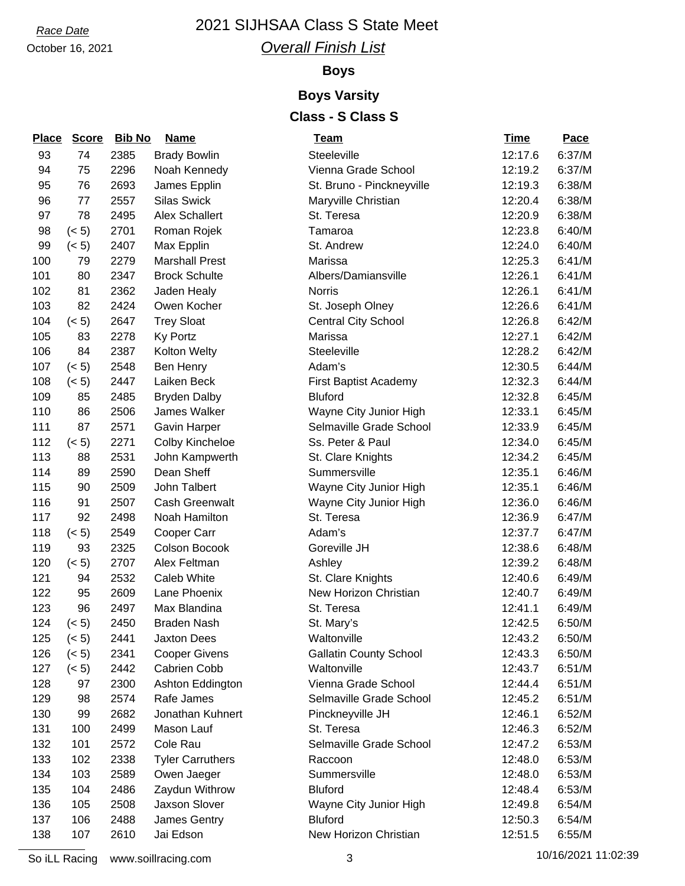Race Date

October 16, 2021

# 2021 SIJHSAA Class S State Meet

## *Overall Finish List*

### Boys

### Boys Varsity

### Class - S Class S

| Place | Score | Bib No | Name | Team | Time | Pace |
|---|---|---|---|---|---|---|
| 93 | 74 | 2385 | Brady Bowlin | Steeleville | 12:17.6 | 6:37/M |
| 94 | 75 | 2296 | Noah Kennedy | Vienna Grade School | 12:19.2 | 6:37/M |
| 95 | 76 | 2693 | James Epplin | St. Bruno - Pinckneyville | 12:19.3 | 6:38/M |
| 96 | 77 | 2557 | Silas Swick | Maryville Christian | 12:20.4 | 6:38/M |
| 97 | 78 | 2495 | Alex Schallert | St. Teresa | 12:20.9 | 6:38/M |
| 98 | (< 5) | 2701 | Roman Rojek | Tamaroa | 12:23.8 | 6:40/M |
| 99 | (< 5) | 2407 | Max Epplin | St. Andrew | 12:24.0 | 6:40/M |
| 100 | 79 | 2279 | Marshall Prest | Marissa | 12:25.3 | 6:41/M |
| 101 | 80 | 2347 | Brock Schulte | Albers/Damiansville | 12:26.1 | 6:41/M |
| 102 | 81 | 2362 | Jaden Healy | Norris | 12:26.1 | 6:41/M |
| 103 | 82 | 2424 | Owen Kocher | St. Joseph Olney | 12:26.6 | 6:41/M |
| 104 | (< 5) | 2647 | Trey Sloat | Central City School | 12:26.8 | 6:42/M |
| 105 | 83 | 2278 | Ky Portz | Marissa | 12:27.1 | 6:42/M |
| 106 | 84 | 2387 | Kolton Welty | Steeleville | 12:28.2 | 6:42/M |
| 107 | (< 5) | 2548 | Ben Henry | Adam's | 12:30.5 | 6:44/M |
| 108 | (< 5) | 2447 | Laiken Beck | First Baptist Academy | 12:32.3 | 6:44/M |
| 109 | 85 | 2485 | Bryden Dalby | Bluford | 12:32.8 | 6:45/M |
| 110 | 86 | 2506 | James Walker | Wayne City Junior High | 12:33.1 | 6:45/M |
| 111 | 87 | 2571 | Gavin Harper | Selmaville Grade School | 12:33.9 | 6:45/M |
| 112 | (< 5) | 2271 | Colby Kincheloe | Ss. Peter & Paul | 12:34.0 | 6:45/M |
| 113 | 88 | 2531 | John Kampwerth | St. Clare Knights | 12:34.2 | 6:45/M |
| 114 | 89 | 2590 | Dean Sheff | Summersville | 12:35.1 | 6:46/M |
| 115 | 90 | 2509 | John Talbert | Wayne City Junior High | 12:35.1 | 6:46/M |
| 116 | 91 | 2507 | Cash Greenwalt | Wayne City Junior High | 12:36.0 | 6:46/M |
| 117 | 92 | 2498 | Noah Hamilton | St. Teresa | 12:36.9 | 6:47/M |
| 118 | (< 5) | 2549 | Cooper Carr | Adam's | 12:37.7 | 6:47/M |
| 119 | 93 | 2325 | Colson Bocook | Goreville JH | 12:38.6 | 6:48/M |
| 120 | (< 5) | 2707 | Alex Feltman | Ashley | 12:39.2 | 6:48/M |
| 121 | 94 | 2532 | Caleb White | St. Clare Knights | 12:40.6 | 6:49/M |
| 122 | 95 | 2609 | Lane Phoenix | New Horizon Christian | 12:40.7 | 6:49/M |
| 123 | 96 | 2497 | Max Blandina | St. Teresa | 12:41.1 | 6:49/M |
| 124 | (< 5) | 2450 | Braden Nash | St. Mary's | 12:42.5 | 6:50/M |
| 125 | (< 5) | 2441 | Jaxton Dees | Waltonville | 12:43.2 | 6:50/M |
| 126 | (< 5) | 2341 | Cooper Givens | Gallatin County School | 12:43.3 | 6:50/M |
| 127 | (< 5) | 2442 | Cabrien Cobb | Waltonville | 12:43.7 | 6:51/M |
| 128 | 97 | 2300 | Ashton Eddington | Vienna Grade School | 12:44.4 | 6:51/M |
| 129 | 98 | 2574 | Rafe James | Selmaville Grade School | 12:45.2 | 6:51/M |
| 130 | 99 | 2682 | Jonathan Kuhnert | Pinckneyville JH | 12:46.1 | 6:52/M |
| 131 | 100 | 2499 | Mason Lauf | St. Teresa | 12:46.3 | 6:52/M |
| 132 | 101 | 2572 | Cole Rau | Selmaville Grade School | 12:47.2 | 6:53/M |
| 133 | 102 | 2338 | Tyler Carruthers | Raccoon | 12:48.0 | 6:53/M |
| 134 | 103 | 2589 | Owen Jaeger | Summersville | 12:48.0 | 6:53/M |
| 135 | 104 | 2486 | Zaydun Withrow | Bluford | 12:48.4 | 6:53/M |
| 136 | 105 | 2508 | Jaxson Slover | Wayne City Junior High | 12:49.8 | 6:54/M |
| 137 | 106 | 2488 | James Gentry | Bluford | 12:50.3 | 6:54/M |
| 138 | 107 | 2610 | Jai Edson | New Horizon Christian | 12:51.5 | 6:55/M |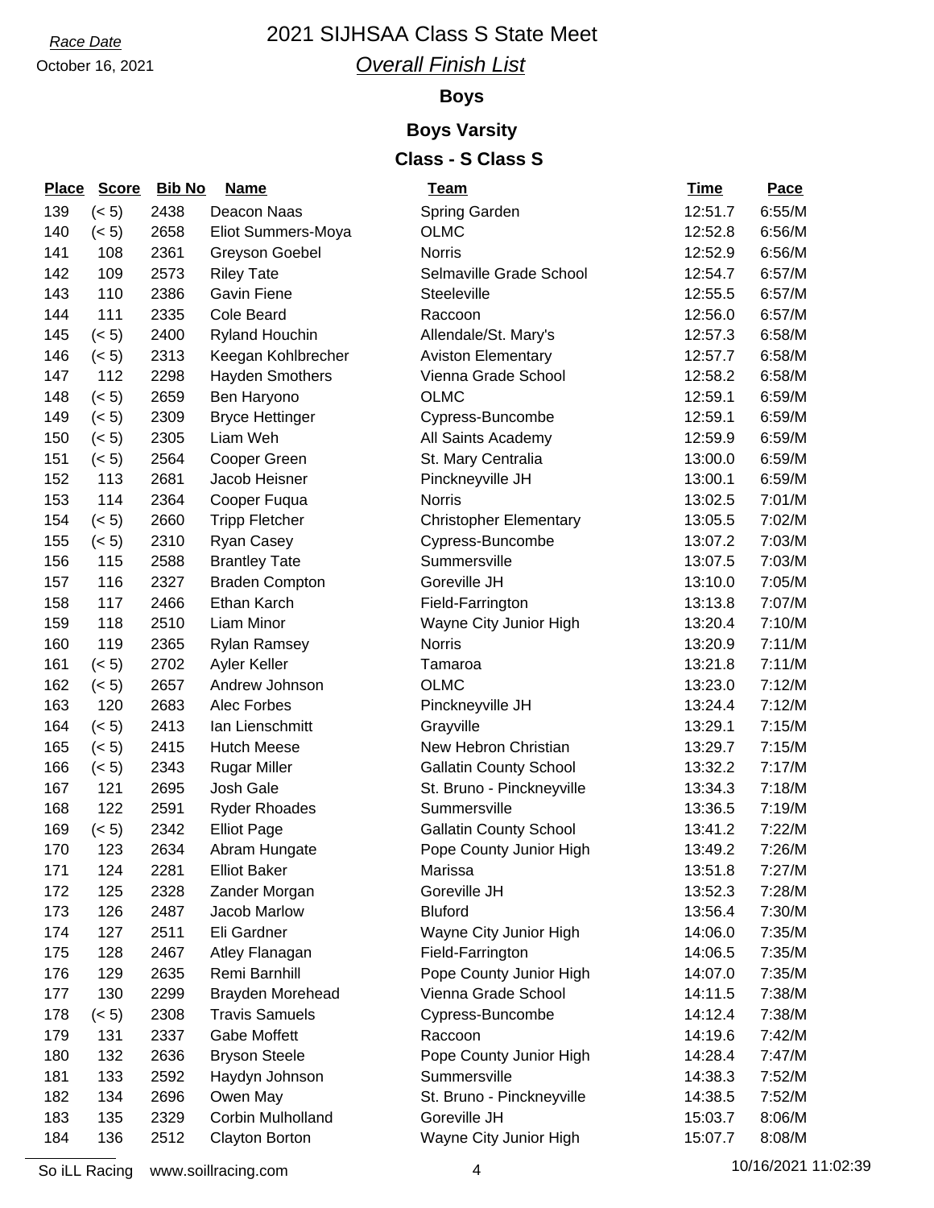Race Date

October 16, 2021

# 2021 SIJHSAA Class S State Meet

## *Overall Finish List*

### Boys

### Boys Varsity

### Class - S Class S

| Place | Score | Bib No | Name | Team | Time | Pace |
|---|---|---|---|---|---|---|
| 139 | (< 5) | 2438 | Deacon Naas | Spring Garden | 12:51.7 | 6:55/M |
| 140 | (< 5) | 2658 | Eliot Summers-Moya | OLMC | 12:52.8 | 6:56/M |
| 141 | 108 | 2361 | Greyson Goebel | Norris | 12:52.9 | 6:56/M |
| 142 | 109 | 2573 | Riley Tate | Selmaville Grade School | 12:54.7 | 6:57/M |
| 143 | 110 | 2386 | Gavin Fiene | Steeleville | 12:55.5 | 6:57/M |
| 144 | 111 | 2335 | Cole Beard | Raccoon | 12:56.0 | 6:57/M |
| 145 | (< 5) | 2400 | Ryland Houchin | Allendale/St. Mary's | 12:57.3 | 6:58/M |
| 146 | (< 5) | 2313 | Keegan Kohlbrecher | Aviston Elementary | 12:57.7 | 6:58/M |
| 147 | 112 | 2298 | Hayden Smothers | Vienna Grade School | 12:58.2 | 6:58/M |
| 148 | (< 5) | 2659 | Ben Haryono | OLMC | 12:59.1 | 6:59/M |
| 149 | (< 5) | 2309 | Bryce Hettinger | Cypress-Buncombe | 12:59.1 | 6:59/M |
| 150 | (< 5) | 2305 | Liam Weh | All Saints Academy | 12:59.9 | 6:59/M |
| 151 | (< 5) | 2564 | Cooper Green | St. Mary Centralia | 13:00.0 | 6:59/M |
| 152 | 113 | 2681 | Jacob Heisner | Pinckneyville JH | 13:00.1 | 6:59/M |
| 153 | 114 | 2364 | Cooper Fuqua | Norris | 13:02.5 | 7:01/M |
| 154 | (< 5) | 2660 | Tripp Fletcher | Christopher Elementary | 13:05.5 | 7:02/M |
| 155 | (< 5) | 2310 | Ryan Casey | Cypress-Buncombe | 13:07.2 | 7:03/M |
| 156 | 115 | 2588 | Brantley Tate | Summersville | 13:07.5 | 7:03/M |
| 157 | 116 | 2327 | Braden Compton | Goreville JH | 13:10.0 | 7:05/M |
| 158 | 117 | 2466 | Ethan Karch | Field-Farrington | 13:13.8 | 7:07/M |
| 159 | 118 | 2510 | Liam Minor | Wayne City Junior High | 13:20.4 | 7:10/M |
| 160 | 119 | 2365 | Rylan Ramsey | Norris | 13:20.9 | 7:11/M |
| 161 | (< 5) | 2702 | Ayler Keller | Tamaroa | 13:21.8 | 7:11/M |
| 162 | (< 5) | 2657 | Andrew Johnson | OLMC | 13:23.0 | 7:12/M |
| 163 | 120 | 2683 | Alec Forbes | Pinckneyville JH | 13:24.4 | 7:12/M |
| 164 | (< 5) | 2413 | Ian Lienschmitt | Grayville | 13:29.1 | 7:15/M |
| 165 | (< 5) | 2415 | Hutch Meese | New Hebron Christian | 13:29.7 | 7:15/M |
| 166 | (< 5) | 2343 | Rugar Miller | Gallatin County School | 13:32.2 | 7:17/M |
| 167 | 121 | 2695 | Josh Gale | St. Bruno - Pinckneyville | 13:34.3 | 7:18/M |
| 168 | 122 | 2591 | Ryder Rhoades | Summersville | 13:36.5 | 7:19/M |
| 169 | (< 5) | 2342 | Elliot Page | Gallatin County School | 13:41.2 | 7:22/M |
| 170 | 123 | 2634 | Abram Hungate | Pope County Junior High | 13:49.2 | 7:26/M |
| 171 | 124 | 2281 | Elliot Baker | Marissa | 13:51.8 | 7:27/M |
| 172 | 125 | 2328 | Zander Morgan | Goreville JH | 13:52.3 | 7:28/M |
| 173 | 126 | 2487 | Jacob Marlow | Bluford | 13:56.4 | 7:30/M |
| 174 | 127 | 2511 | Eli Gardner | Wayne City Junior High | 14:06.0 | 7:35/M |
| 175 | 128 | 2467 | Atley Flanagan | Field-Farrington | 14:06.5 | 7:35/M |
| 176 | 129 | 2635 | Remi Barnhill | Pope County Junior High | 14:07.0 | 7:35/M |
| 177 | 130 | 2299 | Brayden Morehead | Vienna Grade School | 14:11.5 | 7:38/M |
| 178 | (< 5) | 2308 | Travis Samuels | Cypress-Buncombe | 14:12.4 | 7:38/M |
| 179 | 131 | 2337 | Gabe Moffett | Raccoon | 14:19.6 | 7:42/M |
| 180 | 132 | 2636 | Bryson Steele | Pope County Junior High | 14:28.4 | 7:47/M |
| 181 | 133 | 2592 | Haydyn Johnson | Summersville | 14:38.3 | 7:52/M |
| 182 | 134 | 2696 | Owen May | St. Bruno - Pinckneyville | 14:38.5 | 7:52/M |
| 183 | 135 | 2329 | Corbin Mulholland | Goreville JH | 15:03.7 | 8:06/M |
| 184 | 136 | 2512 | Clayton Borton | Wayne City Junior High | 15:07.7 | 8:08/M |

So iLL Racing www.soillracing.com 10/16/2021 11:02:39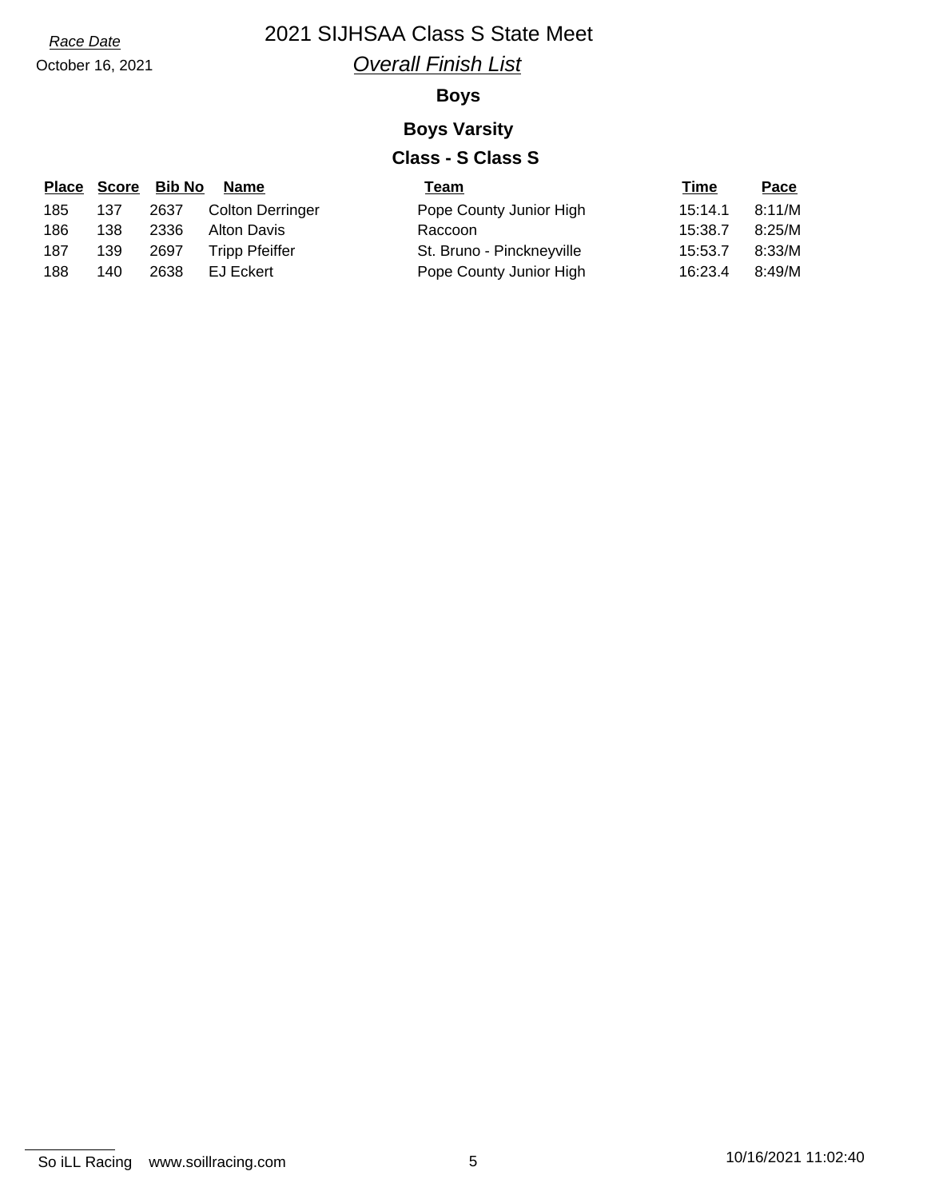Race Date

October 16, 2021

# 2021 SIJHSAA Class S State Meet

## *Overall Finish List*

### Boys

### Boys Varsity

### Class - S Class S

| Place | Score | Bib No | Name | Team | Time | Pace |
|---|---|---|---|---|---|---|
| 185 | 137 | 2637 | Colton Derringer | Pope County Junior High | 15:14.1 | 8:11/M |
| 186 | 138 | 2336 | Alton Davis | Raccoon | 15:38.7 | 8:25/M |
| 187 | 139 | 2697 | Tripp Pfeiffer | St. Bruno - Pinckneyville | 15:53.7 | 8:33/M |
| 188 | 140 | 2638 | EJ Eckert | Pope County Junior High | 16:23.4 | 8:49/M |

So iLL Racing www.soillracing.com 10/16/2021 11:02:40